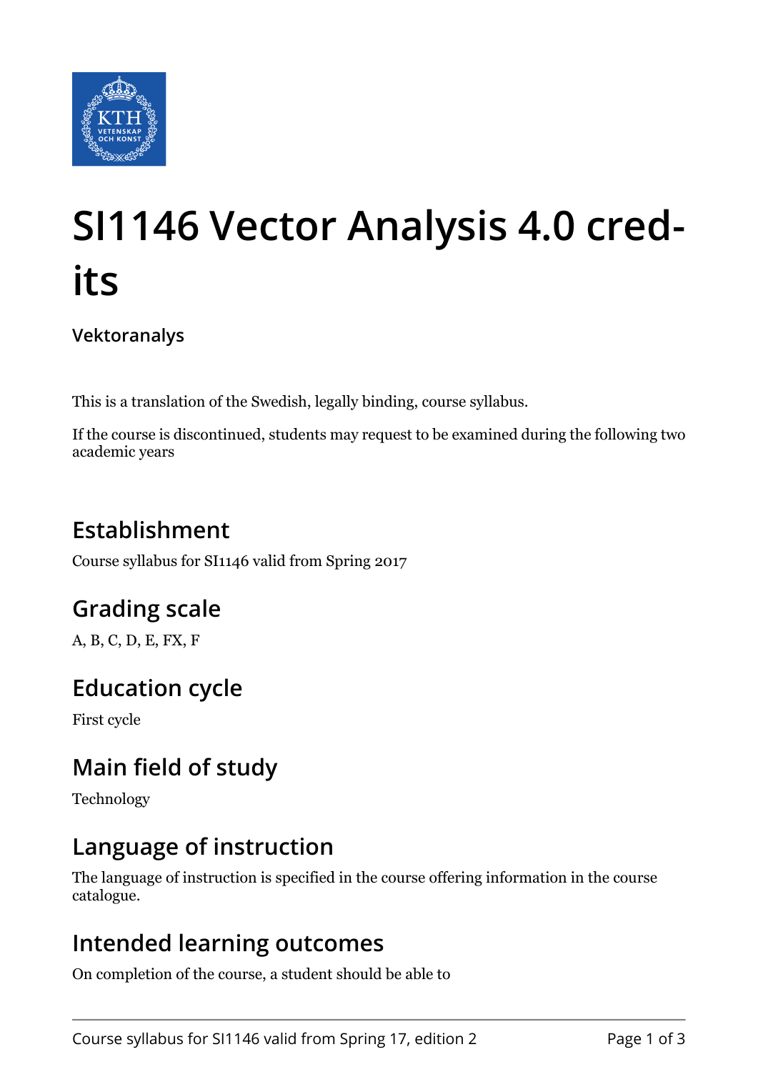# SI1146 Vector Analysis 4.0 credits

**Vektoranalys**

This is a translation of the Swedish, legally binding, course syllabus.

If the course is discontinued, students may request to be examined during the following two academic years

## Establishment

Course syllabus for SI1146 valid from Spring 2017

## Grading scale

A, B, C, D, E, FX, F

## Education cycle

First cycle

## Main field of study

Technology

## Language of instruction

The language of instruction is specified in the course offering information in the course catalogue.

## Intended learning outcomes

On completion of the course, a student should be able to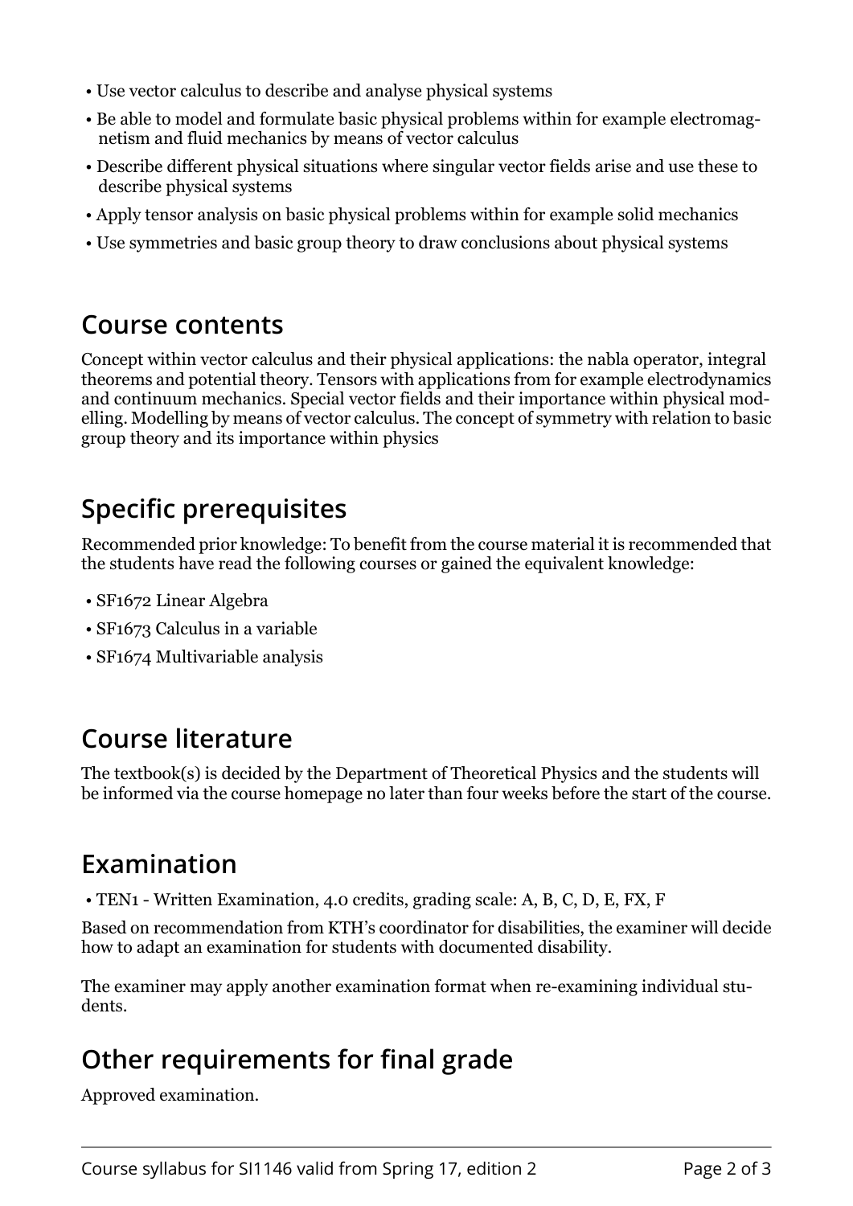- Use vector calculus to describe and analyse physical systems
- Be able to model and formulate basic physical problems within for example electromagnetism and fluid mechanics by means of vector calculus
- Describe different physical situations where singular vector fields arise and use these to describe physical systems
- Apply tensor analysis on basic physical problems within for example solid mechanics
- Use symmetries and basic group theory to draw conclusions about physical systems

## Course contents

Concept within vector calculus and their physical applications: the nabla operator, integral theorems and potential theory. Tensors with applications from for example electrodynamics and continuum mechanics. Special vector fields and their importance within physical modelling. Modelling by means of vector calculus. The concept of symmetry with relation to basic group theory and its importance within physics

## Specific prerequisites

Recommended prior knowledge: To benefit from the course material it is recommended that the students have read the following courses or gained the equivalent knowledge:

- SF1672 Linear Algebra
- SF1673 Calculus in a variable
- SF1674 Multivariable analysis

## Course literature

The textbook(s) is decided by the Department of Theoretical Physics and the students will be informed via the course homepage no later than four weeks before the start of the course.

## Examination

- TEN1 - Written Examination, 4.0 credits, grading scale: A, B, C, D, E, FX, F

Based on recommendation from KTH's coordinator for disabilities, the examiner will decide how to adapt an examination for students with documented disability.

The examiner may apply another examination format when re-examining individual students.

## Other requirements for final grade

Approved examination.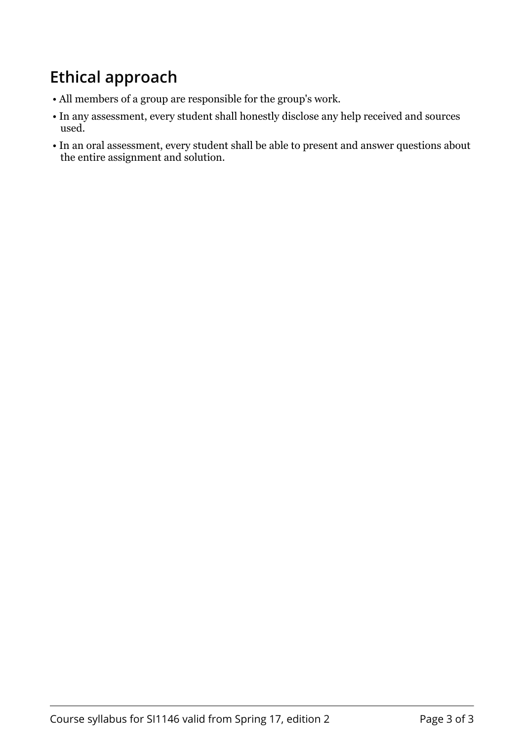## Ethical approach

- All members of a group are responsible for the group's work.
- In any assessment, every student shall honestly disclose any help received and sources used.
- In an oral assessment, every student shall be able to present and answer questions about the entire assignment and solution.